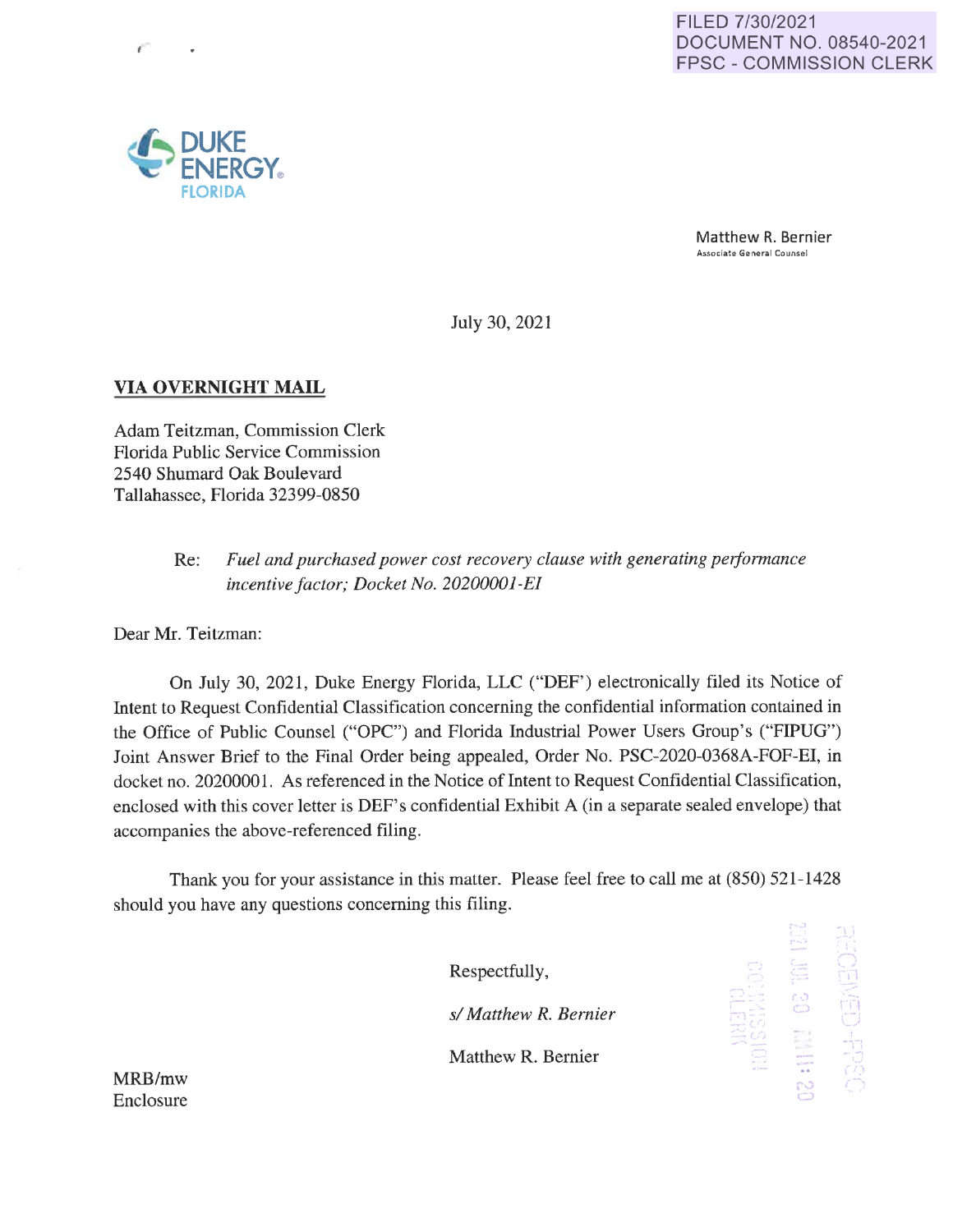FILED 7/30/2021
DOCUMENT NO. 08540-2021
FPSC - COMMISSION CLERK

DUKE ENERGY.
FLORIDA

Matthew R. Bernier
Associate General Counsel

July 30, 2021

**VIA OVERNIGHT MAIL**

Adam Teitzman, Commission Clerk
Florida Public Service Commission
2540 Shumard Oak Boulevard
Tallahassee, Florida 32399-0850

Re: *Fuel and purchased power cost recovery clause with generating performance incentive factor; Docket No. 20200001-EI*

Dear Mr. Teitzman:

On July 30, 2021, Duke Energy Florida, LLC ("DEF") electronically filed its Notice of Intent to Request Confidential Classification concerning the confidential information contained in the Office of Public Counsel ("OPC") and Florida Industrial Power Users Group's ("FIPUG") Joint Answer Brief to the Final Order being appealed, Order No. PSC-2020-0368A-FOF-EI, in docket no. 20200001. As referenced in the Notice of Intent to Request Confidential Classification, enclosed with this cover letter is DEF's confidential Exhibit A (in a separate sealed envelope) that accompanies the above-referenced filing.

Thank you for your assistance in this matter. Please feel free to call me at (850) 521-1428 should you have any questions concerning this filing.

Respectfully,

*s/ Matthew R. Bernier*

Matthew R. Bernier

MRB/mw
Enclosure

RECEIVED-FPSC
2021 JUL 30 AM 11:20
COMMISSION CLERK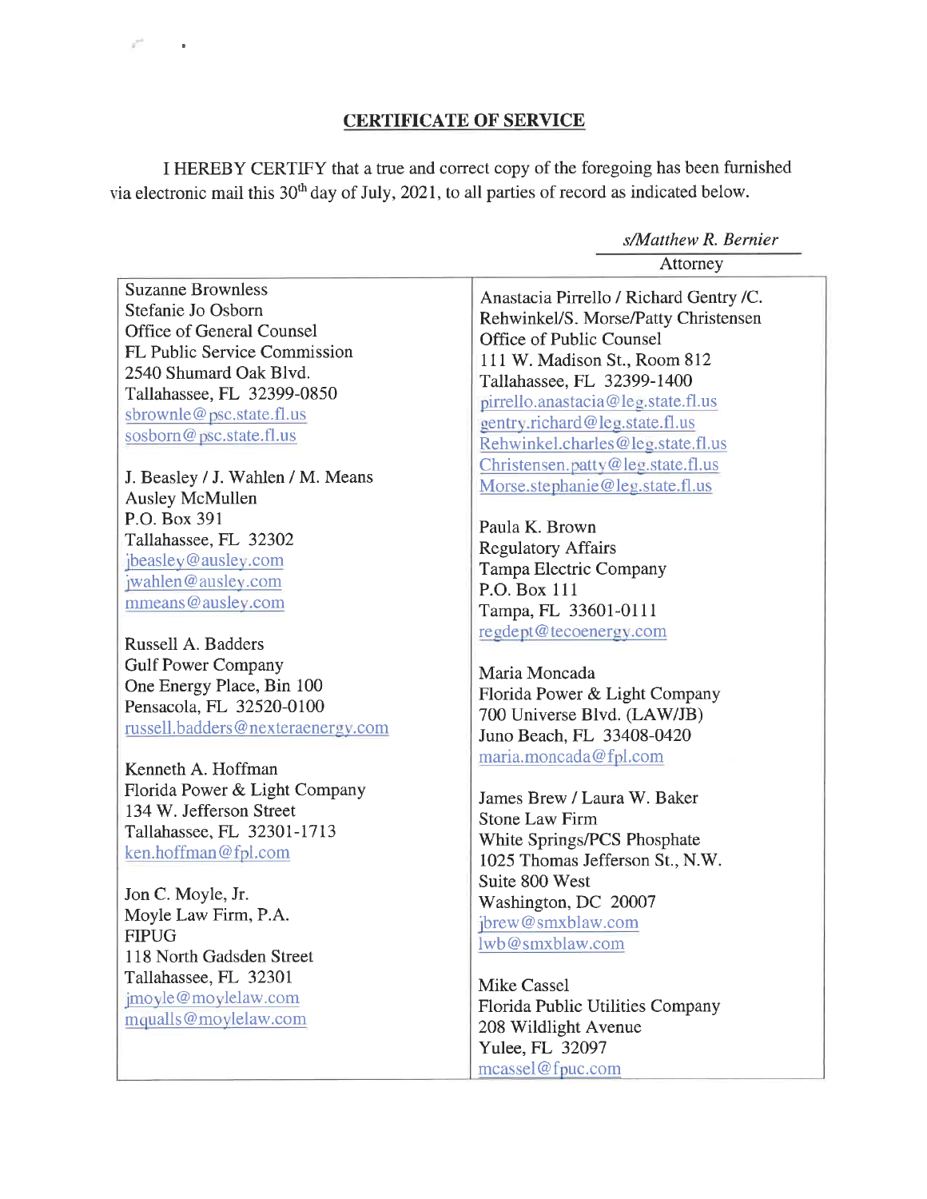## CERTIFICATE OF SERVICE

I HEREBY CERTIFY that a true and correct copy of the foregoing has been furnished via electronic mail this 30th day of July, 2021, to all parties of record as indicated below.

*s/Matthew R. Bernier*
Attorney

| | |
|---|---|
| Suzanne Brownless<br>Stefanie Jo Osborn<br>Office of General Counsel<br>FL Public Service Commission<br>2540 Shumard Oak Blvd.<br>Tallahassee, FL 32399-0850<br>sbrownle@psc.state.fl.us<br>sosborn@psc.state.fl.us<br><br>J. Beasley / J. Wahlen / M. Means<br>Ausley McMullen<br>P.O. Box 391<br>Tallahassee, FL 32302<br>jbeasley@ausley.com<br>jwahlen@ausley.com<br>mmeans@ausley.com<br><br>Russell A. Badders<br>Gulf Power Company<br>One Energy Place, Bin 100<br>Pensacola, FL 32520-0100<br>russell.badders@nexteraenergy.com<br><br>Kenneth A. Hoffman<br>Florida Power & Light Company<br>134 W. Jefferson Street<br>Tallahassee, FL 32301-1713<br>ken.hoffman@fpl.com<br><br>Jon C. Moyle, Jr.<br>Moyle Law Firm, P.A.<br>FIPUG<br>118 North Gadsden Street<br>Tallahassee, FL 32301<br>jmoyle@moylelaw.com<br>mqualls@moylelaw.com | Anastacia Pirrello / Richard Gentry /C. Rehwinkel/S. Morse/Patty Christensen<br>Office of Public Counsel<br>111 W. Madison St., Room 812<br>Tallahassee, FL 32399-1400<br>pirrello.anastacia@leg.state.fl.us<br>gentry.richard@leg.state.fl.us<br>Rehwinkel.charles@leg.state.fl.us<br>Christensen.patty@leg.state.fl.us<br>Morse.stephanie@leg.state.fl.us<br><br>Paula K. Brown<br>Regulatory Affairs<br>Tampa Electric Company<br>P.O. Box 111<br>Tampa, FL 33601-0111<br>regdept@tecoenergy.com<br><br>Maria Moncada<br>Florida Power & Light Company<br>700 Universe Blvd. (LAW/JB)<br>Juno Beach, FL 33408-0420<br>maria.moncada@fpl.com<br><br>James Brew / Laura W. Baker<br>Stone Law Firm<br>White Springs/PCS Phosphate<br>1025 Thomas Jefferson St., N.W.<br>Suite 800 West<br>Washington, DC 20007<br>jbrew@smxblaw.com<br>lwb@smxblaw.com<br><br>Mike Cassel<br>Florida Public Utilities Company<br>208 Wildlight Avenue<br>Yulee, FL 32097<br>mcassel@fpuc.com |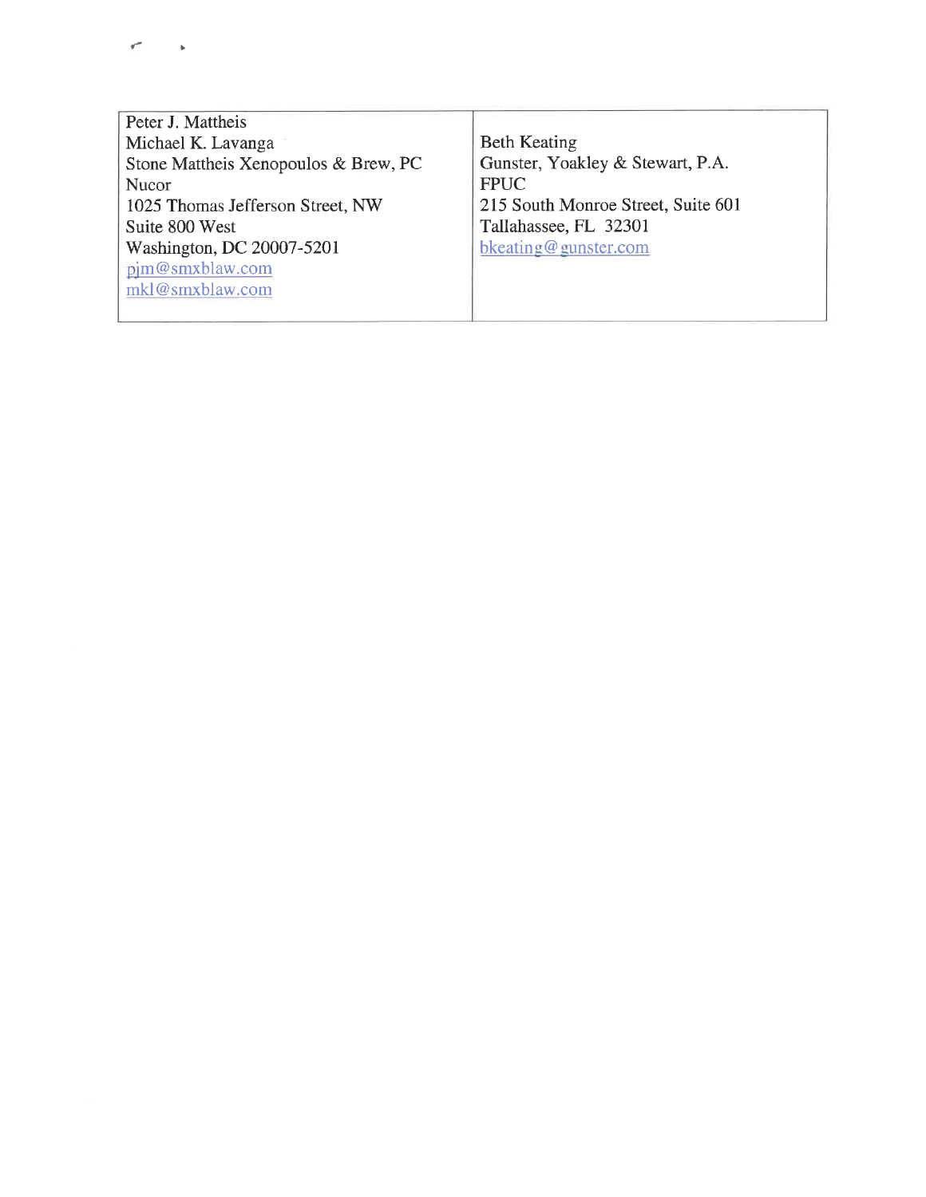| | |
|---|---|
| Peter J. Mattheis<br>Michael K. Lavanga<br>Stone Mattheis Xenopoulos & Brew, PC<br>Nucor<br>1025 Thomas Jefferson Street, NW<br>Suite 800 West<br>Washington, DC 20007-5201<br>pjm@smxblaw.com<br>mkl@smxblaw.com | Beth Keating<br>Gunster, Yoakley & Stewart, P.A.<br>FPUC<br>215 South Monroe Street, Suite 601<br>Tallahassee, FL 32301<br>bkeating@gunster.com |